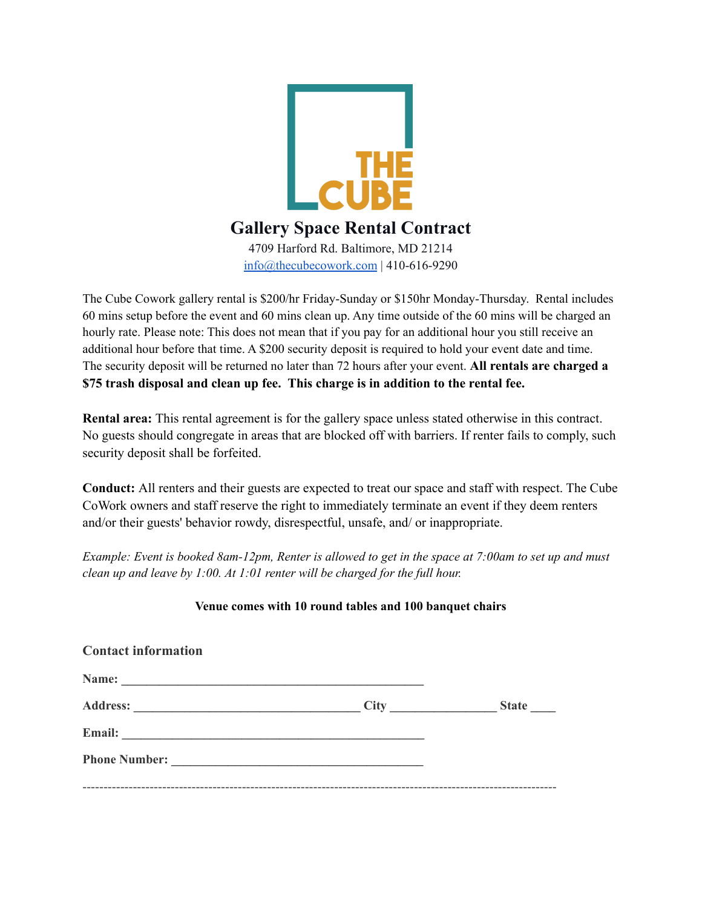THE CUBE

# Gallery Space Rental Contract

4709 Harford Rd. Baltimore, MD 21214
info@thecubecowork.com | 410-616-9290

The Cube Cowork gallery rental is $200/hr Friday-Sunday or $150hr Monday-Thursday. Rental includes 60 mins setup before the event and 60 mins clean up. Any time outside of the 60 mins will be charged an hourly rate. Please note: This does not mean that if you pay for an additional hour you still receive an additional hour before that time. A $200 security deposit is required to hold your event date and time. The security deposit will be returned no later than 72 hours after your event. **All rentals are charged a $75 trash disposal and clean up fee. This charge is in addition to the rental fee.**

**Rental area:** This rental agreement is for the gallery space unless stated otherwise in this contract. No guests should congregate in areas that are blocked off with barriers. If renter fails to comply, such security deposit shall be forfeited.

**Conduct:** All renters and their guests are expected to treat our space and staff with respect. The Cube CoWork owners and staff reserve the right to immediately terminate an event if they deem renters and/or their guests' behavior rowdy, disrespectful, unsafe, and/ or inappropriate.

*Example: Event is booked 8am-12pm, Renter is allowed to get in the space at 7:00am to set up and must clean up and leave by 1:00. At 1:01 renter will be charged for the full hour.*

**Venue comes with 10 round tables and 100 banquet chairs**

### Contact information

**Name:** ______________________________________________

**Address:** __________________________________ **City** ________________ **State** ____

**Email:** ______________________________________________

**Phone Number:** ______________________________________

------------------------------------------------------------------------------------------------------------------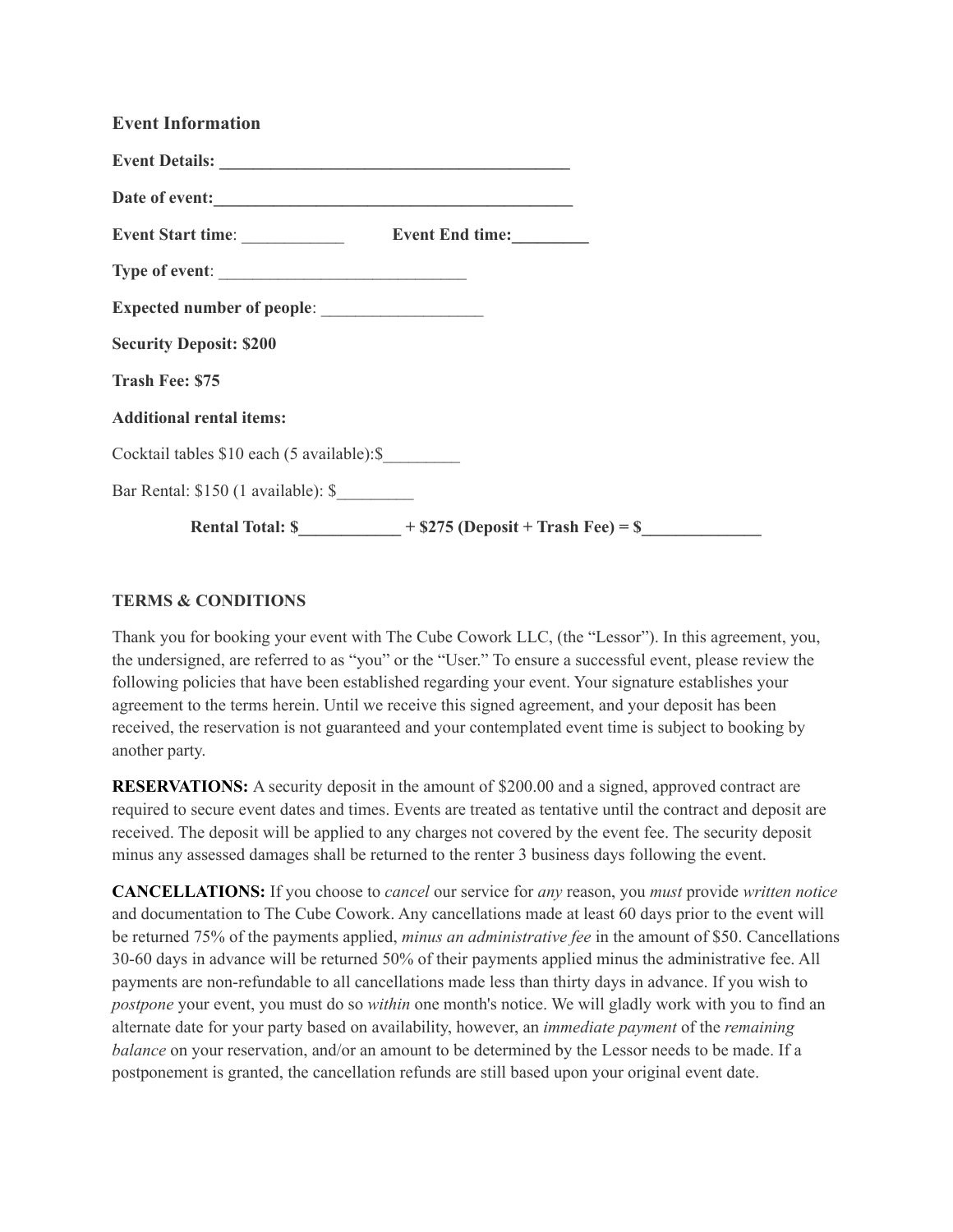### Event Information

**Event Details: ________________________________________**

**Date of event:________________________________________**

**Event Start time**: ____________ **Event End time:_________**

**Type of event**: ______________________________

**Expected number of people**: ___________________

**Security Deposit: $200**

**Trash Fee: $75**

**Additional rental items:**

Cocktail tables $10 each (5 available):$_________

Bar Rental: $150 (1 available): $_________

**Rental Total: $____________ + $275 (Deposit + Trash Fee) = $______________**

**TERMS & CONDITIONS**

Thank you for booking your event with The Cube Cowork LLC, (the "Lessor"). In this agreement, you, the undersigned, are referred to as "you" or the "User." To ensure a successful event, please review the following policies that have been established regarding your event. Your signature establishes your agreement to the terms herein. Until we receive this signed agreement, and your deposit has been received, the reservation is not guaranteed and your contemplated event time is subject to booking by another party.

**RESERVATIONS:** A security deposit in the amount of $200.00 and a signed, approved contract are required to secure event dates and times. Events are treated as tentative until the contract and deposit are received. The deposit will be applied to any charges not covered by the event fee. The security deposit minus any assessed damages shall be returned to the renter 3 business days following the event.

**CANCELLATIONS:** If you choose to *cancel* our service for *any* reason, you *must* provide *written notice* and documentation to The Cube Cowork. Any cancellations made at least 60 days prior to the event will be returned 75% of the payments applied, *minus an administrative fee* in the amount of $50. Cancellations 30-60 days in advance will be returned 50% of their payments applied minus the administrative fee. All payments are non-refundable to all cancellations made less than thirty days in advance. If you wish to *postpone* your event, you must do so *within* one month's notice. We will gladly work with you to find an alternate date for your party based on availability, however, an *immediate payment* of the *remaining balance* on your reservation, and/or an amount to be determined by the Lessor needs to be made. If a postponement is granted, the cancellation refunds are still based upon your original event date.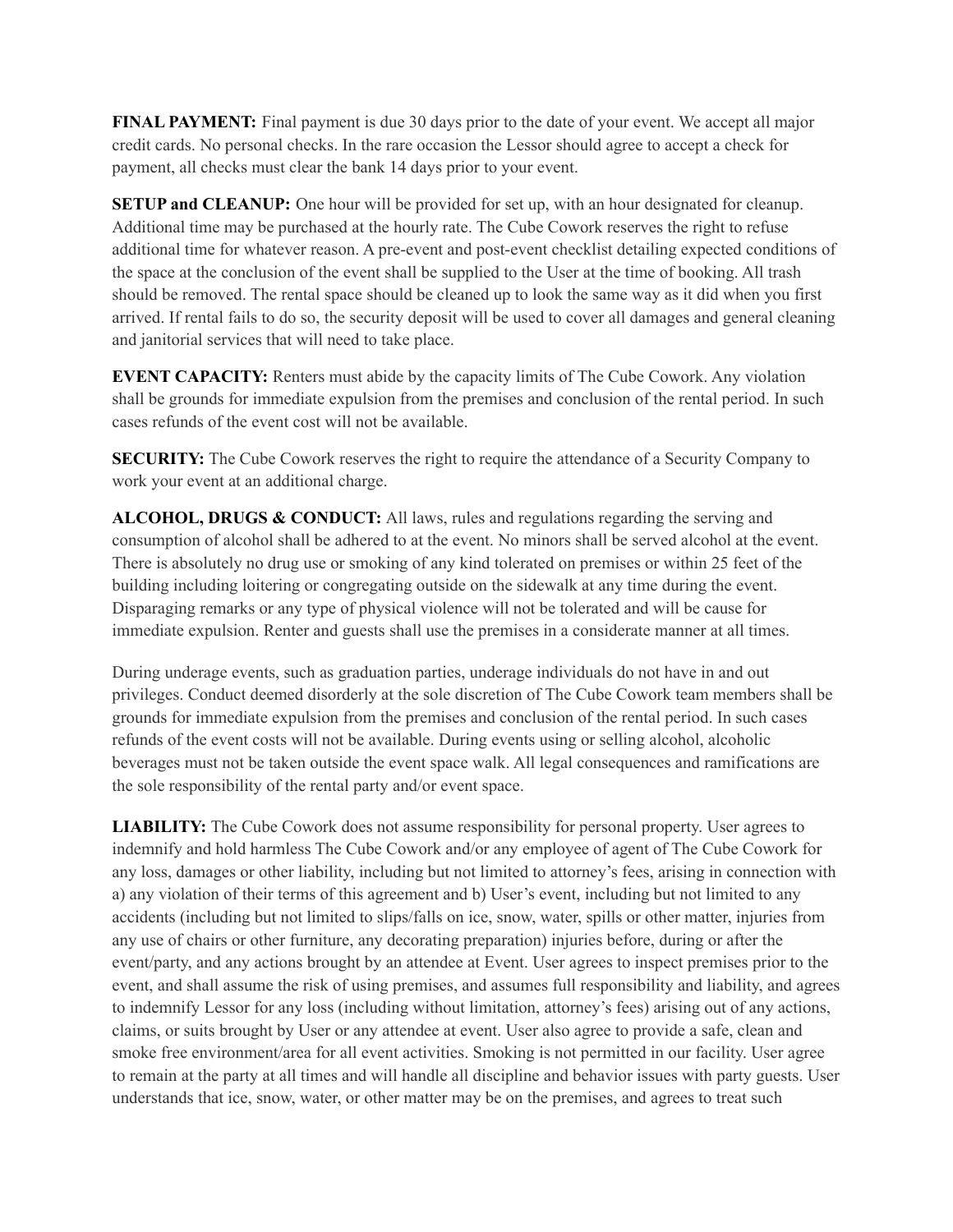**FINAL PAYMENT:** Final payment is due 30 days prior to the date of your event. We accept all major credit cards. No personal checks. In the rare occasion the Lessor should agree to accept a check for payment, all checks must clear the bank 14 days prior to your event.

**SETUP and CLEANUP:** One hour will be provided for set up, with an hour designated for cleanup. Additional time may be purchased at the hourly rate. The Cube Cowork reserves the right to refuse additional time for whatever reason. A pre-event and post-event checklist detailing expected conditions of the space at the conclusion of the event shall be supplied to the User at the time of booking. All trash should be removed. The rental space should be cleaned up to look the same way as it did when you first arrived. If rental fails to do so, the security deposit will be used to cover all damages and general cleaning and janitorial services that will need to take place.

**EVENT CAPACITY:** Renters must abide by the capacity limits of The Cube Cowork. Any violation shall be grounds for immediate expulsion from the premises and conclusion of the rental period. In such cases refunds of the event cost will not be available.

**SECURITY:** The Cube Cowork reserves the right to require the attendance of a Security Company to work your event at an additional charge.

**ALCOHOL, DRUGS & CONDUCT:** All laws, rules and regulations regarding the serving and consumption of alcohol shall be adhered to at the event. No minors shall be served alcohol at the event. There is absolutely no drug use or smoking of any kind tolerated on premises or within 25 feet of the building including loitering or congregating outside on the sidewalk at any time during the event. Disparaging remarks or any type of physical violence will not be tolerated and will be cause for immediate expulsion. Renter and guests shall use the premises in a considerate manner at all times.

During underage events, such as graduation parties, underage individuals do not have in and out privileges. Conduct deemed disorderly at the sole discretion of The Cube Cowork team members shall be grounds for immediate expulsion from the premises and conclusion of the rental period. In such cases refunds of the event costs will not be available. During events using or selling alcohol, alcoholic beverages must not be taken outside the event space walk. All legal consequences and ramifications are the sole responsibility of the rental party and/or event space.

**LIABILITY:** The Cube Cowork does not assume responsibility for personal property. User agrees to indemnify and hold harmless The Cube Cowork and/or any employee of agent of The Cube Cowork for any loss, damages or other liability, including but not limited to attorney's fees, arising in connection with a) any violation of their terms of this agreement and b) User's event, including but not limited to any accidents (including but not limited to slips/falls on ice, snow, water, spills or other matter, injuries from any use of chairs or other furniture, any decorating preparation) injuries before, during or after the event/party, and any actions brought by an attendee at Event. User agrees to inspect premises prior to the event, and shall assume the risk of using premises, and assumes full responsibility and liability, and agrees to indemnify Lessor for any loss (including without limitation, attorney's fees) arising out of any actions, claims, or suits brought by User or any attendee at event. User also agree to provide a safe, clean and smoke free environment/area for all event activities. Smoking is not permitted in our facility. User agree to remain at the party at all times and will handle all discipline and behavior issues with party guests. User understands that ice, snow, water, or other matter may be on the premises, and agrees to treat such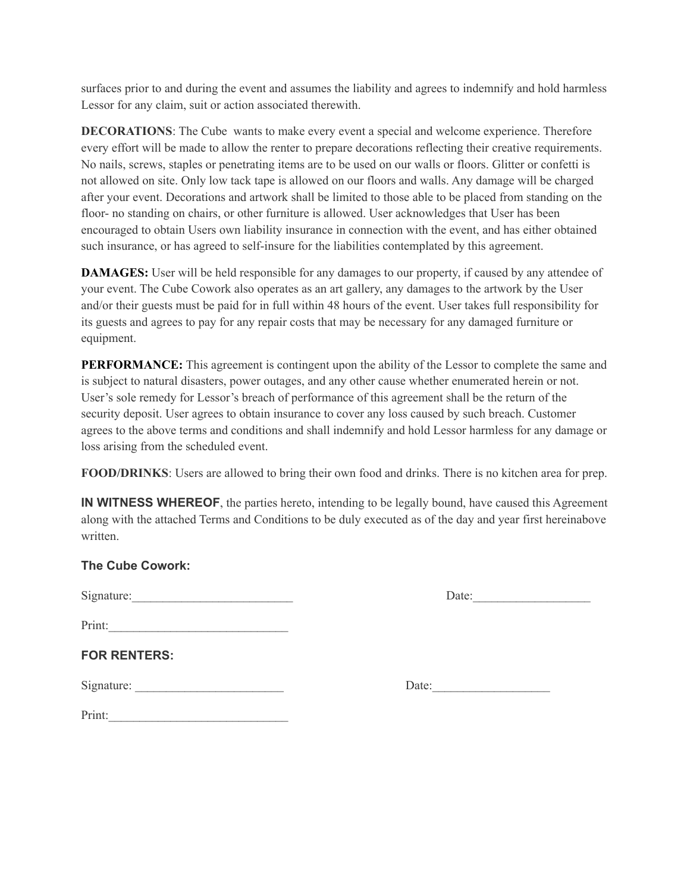surfaces prior to and during the event and assumes the liability and agrees to indemnify and hold harmless Lessor for any claim, suit or action associated therewith.

**DECORATIONS**: The Cube  wants to make every event a special and welcome experience. Therefore every effort will be made to allow the renter to prepare decorations reflecting their creative requirements. No nails, screws, staples or penetrating items are to be used on our walls or floors. Glitter or confetti is not allowed on site. Only low tack tape is allowed on our floors and walls. Any damage will be charged after your event. Decorations and artwork shall be limited to those able to be placed from standing on the floor- no standing on chairs, or other furniture is allowed. User acknowledges that User has been encouraged to obtain Users own liability insurance in connection with the event, and has either obtained such insurance, or has agreed to self-insure for the liabilities contemplated by this agreement.

**DAMAGES:** User will be held responsible for any damages to our property, if caused by any attendee of your event. The Cube Cowork also operates as an art gallery, any damages to the artwork by the User and/or their guests must be paid for in full within 48 hours of the event. User takes full responsibility for its guests and agrees to pay for any repair costs that may be necessary for any damaged furniture or equipment.

**PERFORMANCE:** This agreement is contingent upon the ability of the Lessor to complete the same and is subject to natural disasters, power outages, and any other cause whether enumerated herein or not. User's sole remedy for Lessor's breach of performance of this agreement shall be the return of the security deposit. User agrees to obtain insurance to cover any loss caused by such breach. Customer agrees to the above terms and conditions and shall indemnify and hold Lessor harmless for any damage or loss arising from the scheduled event.

**FOOD/DRINKS**: Users are allowed to bring their own food and drinks. There is no kitchen area for prep.

**IN WITNESS WHEREOF**, the parties hereto, intending to be legally bound, have caused this Agreement along with the attached Terms and Conditions to be duly executed as of the day and year first hereinabove written.

**The Cube Cowork:**

Signature:__________________________ Date:___________________

Print:_____________________________

**FOR RENTERS:**

Signature: ________________________ Date:___________________

Print:_____________________________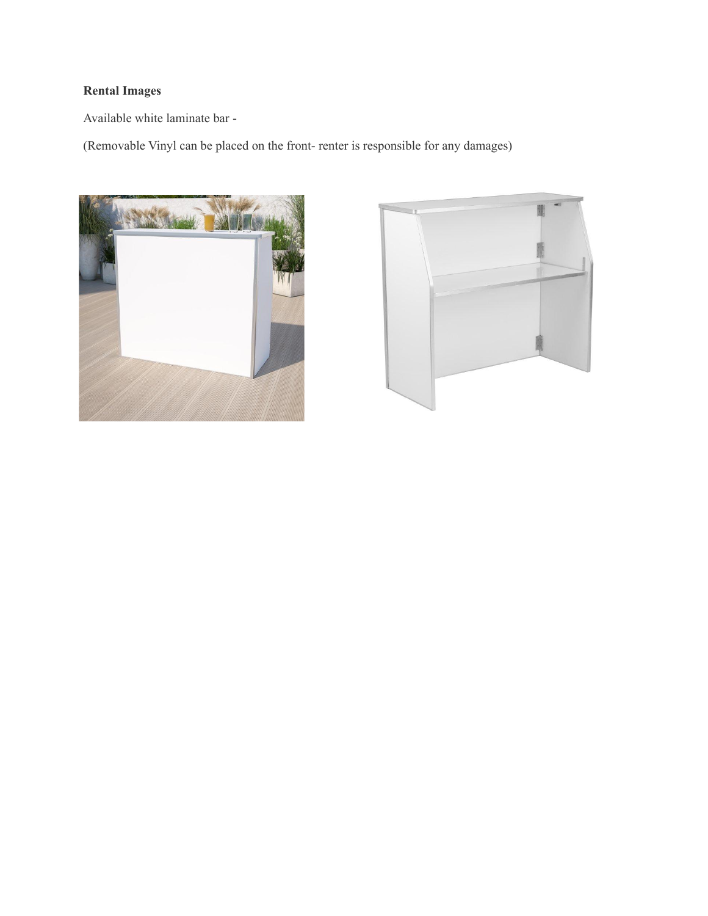**Rental Images**

Available white laminate bar -

(Removable Vinyl can be placed on the front- renter is responsible for any damages)